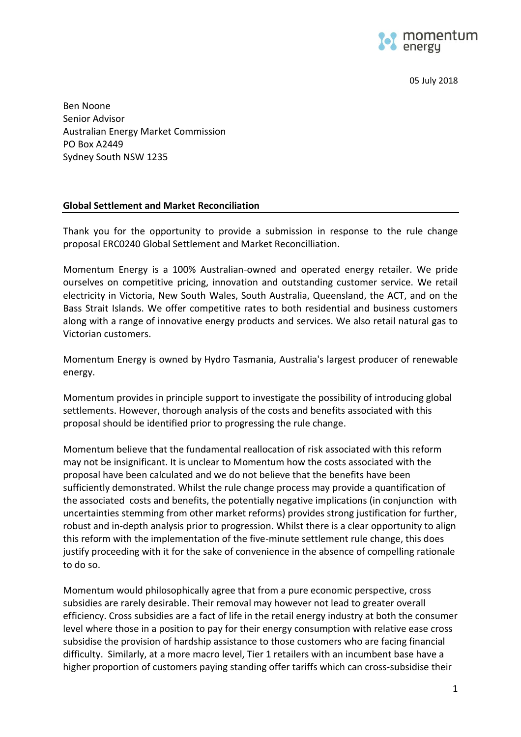05 July 2018

Ben Noone
Senior Advisor
Australian Energy Market Commission
PO Box A2449
Sydney South NSW 1235

**Global Settlement and Market Reconciliation**

Thank you for the opportunity to provide a submission in response to the rule change proposal ERC0240 Global Settlement and Market Reconcilliation.

Momentum Energy is a 100% Australian-owned and operated energy retailer. We pride ourselves on competitive pricing, innovation and outstanding customer service. We retail electricity in Victoria, New South Wales, South Australia, Queensland, the ACT, and on the Bass Strait Islands. We offer competitive rates to both residential and business customers along with a range of innovative energy products and services. We also retail natural gas to Victorian customers.

Momentum Energy is owned by Hydro Tasmania, Australia's largest producer of renewable energy.

Momentum provides in principle support to investigate the possibility of introducing global settlements. However, thorough analysis of the costs and benefits associated with this proposal should be identified prior to progressing the rule change.

Momentum believe that the fundamental reallocation of risk associated with this reform may not be insignificant. It is unclear to Momentum how the costs associated with the proposal have been calculated and we do not believe that the benefits have been sufficiently demonstrated. Whilst the rule change process may provide a quantification of the associated costs and benefits, the potentially negative implications (in conjunction with uncertainties stemming from other market reforms) provides strong justification for further, robust and in-depth analysis prior to progression. Whilst there is a clear opportunity to align this reform with the implementation of the five-minute settlement rule change, this does justify proceeding with it for the sake of convenience in the absence of compelling rationale to do so.

Momentum would philosophically agree that from a pure economic perspective, cross subsidies are rarely desirable. Their removal may however not lead to greater overall efficiency. Cross subsidies are a fact of life in the retail energy industry at both the consumer level where those in a position to pay for their energy consumption with relative ease cross subsidise the provision of hardship assistance to those customers who are facing financial difficulty. Similarly, at a more macro level, Tier 1 retailers with an incumbent base have a higher proportion of customers paying standing offer tariffs which can cross-subsidise their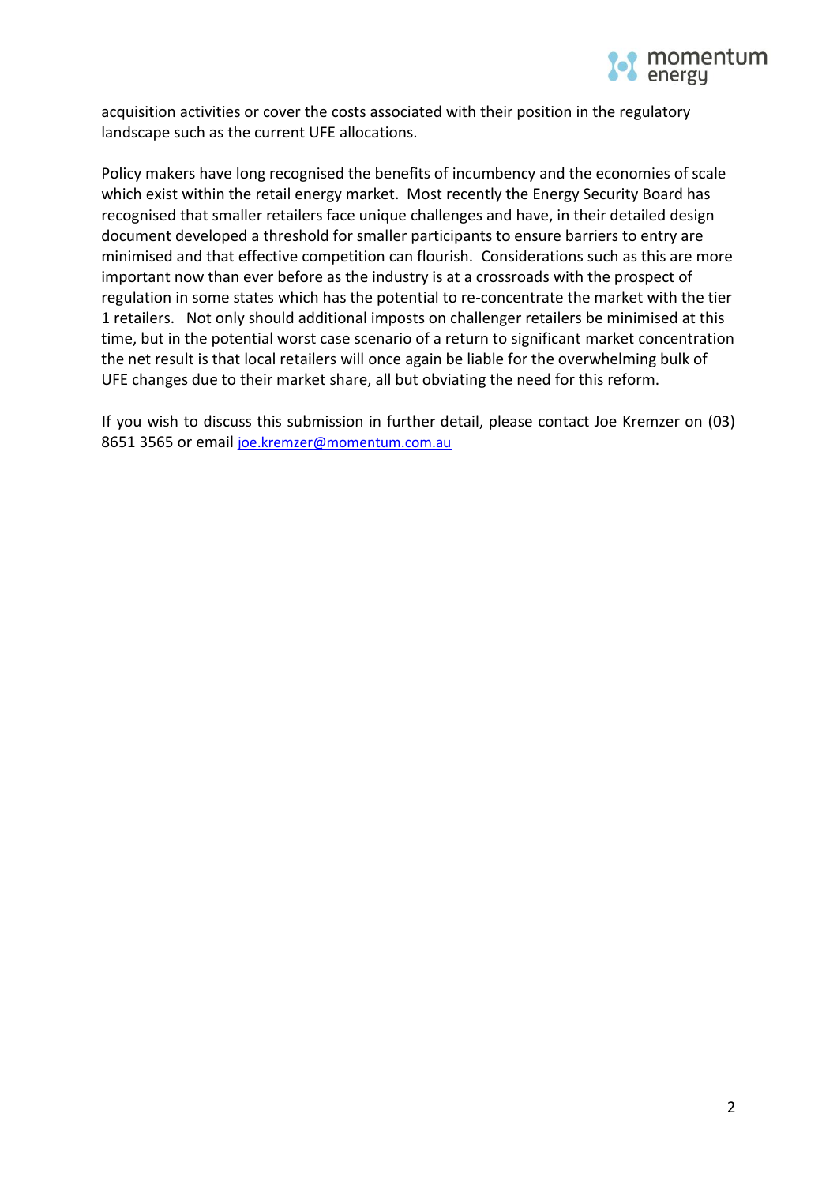acquisition activities or cover the costs associated with their position in the regulatory landscape such as the current UFE allocations.

Policy makers have long recognised the benefits of incumbency and the economies of scale which exist within the retail energy market. Most recently the Energy Security Board has recognised that smaller retailers face unique challenges and have, in their detailed design document developed a threshold for smaller participants to ensure barriers to entry are minimised and that effective competition can flourish. Considerations such as this are more important now than ever before as the industry is at a crossroads with the prospect of regulation in some states which has the potential to re-concentrate the market with the tier 1 retailers. Not only should additional imposts on challenger retailers be minimised at this time, but in the potential worst case scenario of a return to significant market concentration the net result is that local retailers will once again be liable for the overwhelming bulk of UFE changes due to their market share, all but obviating the need for this reform.

If you wish to discuss this submission in further detail, please contact Joe Kremzer on (03) 8651 3565 or email joe.kremzer@momentum.com.au